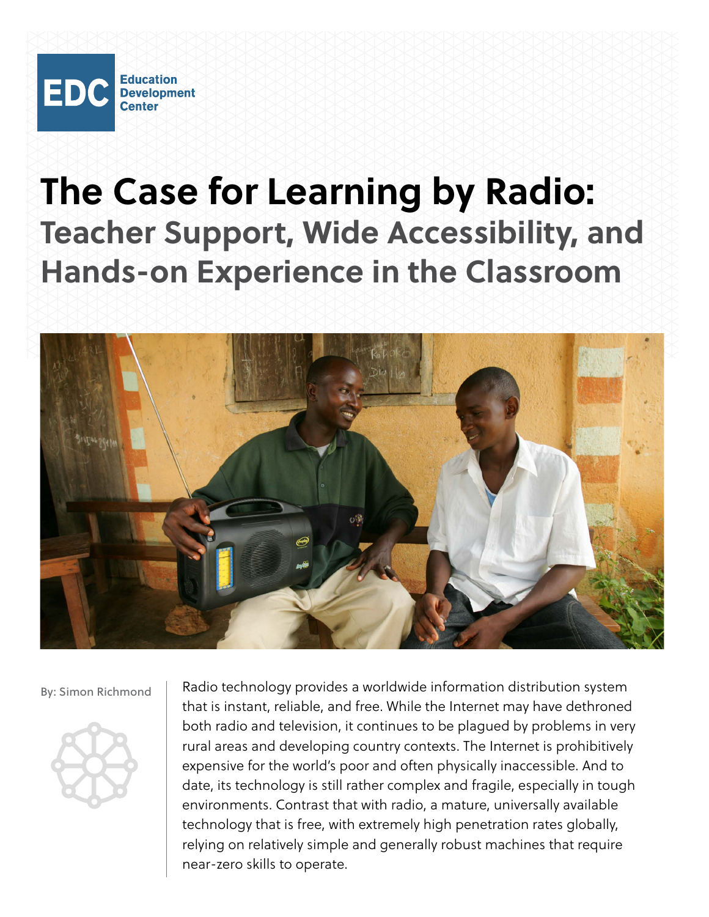Education Development Center

# The Case for Learning by Radio:

## Teacher Support, Wide Accessibility, and Hands-on Experience in the Classroom

By: Simon Richmond

Radio technology provides a worldwide information distribution system that is instant, reliable, and free. While the Internet may have dethroned both radio and television, it continues to be plagued by problems in very rural areas and developing country contexts. The Internet is prohibitively expensive for the world's poor and often physically inaccessible. And to date, its technology is still rather complex and fragile, especially in tough environments. Contrast that with radio, a mature, universally available technology that is free, with extremely high penetration rates globally, relying on relatively simple and generally robust machines that require near-zero skills to operate.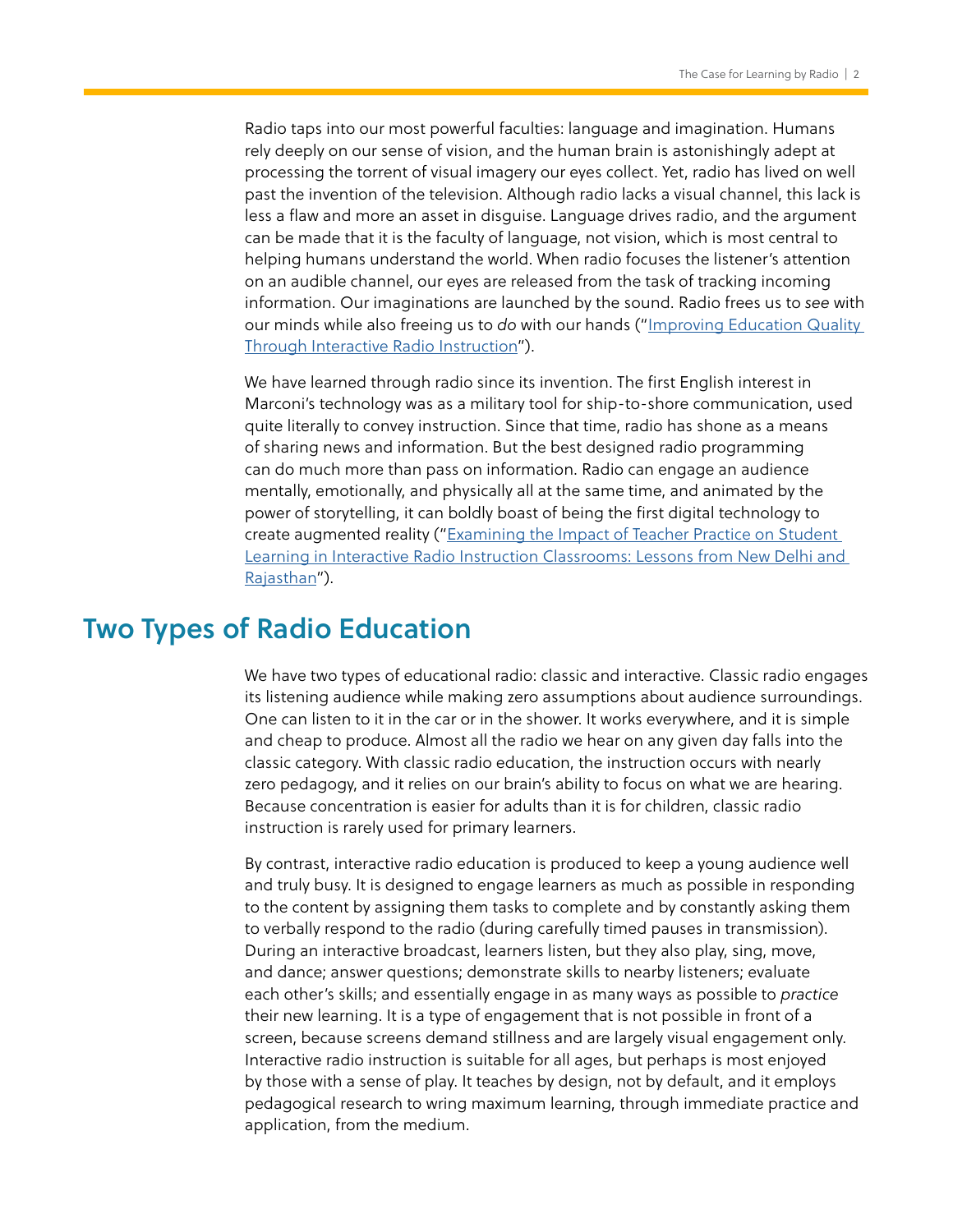Radio taps into our most powerful faculties: language and imagination. Humans rely deeply on our sense of vision, and the human brain is astonishingly adept at processing the torrent of visual imagery our eyes collect. Yet, radio has lived on well past the invention of the television. Although radio lacks a visual channel, this lack is less a flaw and more an asset in disguise. Language drives radio, and the argument can be made that it is the faculty of language, not vision, which is most central to helping humans understand the world. When radio focuses the listener's attention on an audible channel, our eyes are released from the task of tracking incoming information. Our imaginations are launched by the sound. Radio frees us to *see* with our minds while also freeing us to *do* with our hands ("Improving Education Quality Through Interactive Radio Instruction").

We have learned through radio since its invention. The first English interest in Marconi's technology was as a military tool for ship-to-shore communication, used quite literally to convey instruction. Since that time, radio has shone as a means of sharing news and information. But the best designed radio programming can do much more than pass on information. Radio can engage an audience mentally, emotionally, and physically all at the same time, and animated by the power of storytelling, it can boldly boast of being the first digital technology to create augmented reality ("Examining the Impact of Teacher Practice on Student Learning in Interactive Radio Instruction Classrooms: Lessons from New Delhi and Rajasthan").

## Two Types of Radio Education

We have two types of educational radio: classic and interactive. Classic radio engages its listening audience while making zero assumptions about audience surroundings. One can listen to it in the car or in the shower. It works everywhere, and it is simple and cheap to produce. Almost all the radio we hear on any given day falls into the classic category. With classic radio education, the instruction occurs with nearly zero pedagogy, and it relies on our brain's ability to focus on what we are hearing. Because concentration is easier for adults than it is for children, classic radio instruction is rarely used for primary learners.

By contrast, interactive radio education is produced to keep a young audience well and truly busy. It is designed to engage learners as much as possible in responding to the content by assigning them tasks to complete and by constantly asking them to verbally respond to the radio (during carefully timed pauses in transmission). During an interactive broadcast, learners listen, but they also play, sing, move, and dance; answer questions; demonstrate skills to nearby listeners; evaluate each other's skills; and essentially engage in as many ways as possible to *practice* their new learning. It is a type of engagement that is not possible in front of a screen, because screens demand stillness and are largely visual engagement only. Interactive radio instruction is suitable for all ages, but perhaps is most enjoyed by those with a sense of play. It teaches by design, not by default, and it employs pedagogical research to wring maximum learning, through immediate practice and application, from the medium.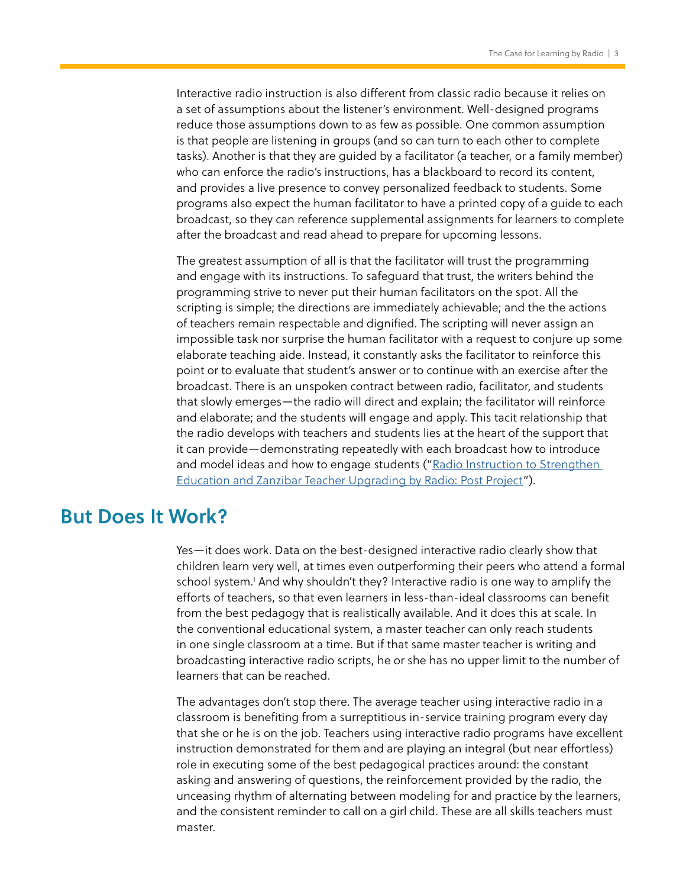Interactive radio instruction is also different from classic radio because it relies on a set of assumptions about the listener's environment. Well-designed programs reduce those assumptions down to as few as possible. One common assumption is that people are listening in groups (and so can turn to each other to complete tasks). Another is that they are guided by a facilitator (a teacher, or a family member) who can enforce the radio's instructions, has a blackboard to record its content, and provides a live presence to convey personalized feedback to students. Some programs also expect the human facilitator to have a printed copy of a guide to each broadcast, so they can reference supplemental assignments for learners to complete after the broadcast and read ahead to prepare for upcoming lessons.

The greatest assumption of all is that the facilitator will trust the programming and engage with its instructions. To safeguard that trust, the writers behind the programming strive to never put their human facilitators on the spot. All the scripting is simple; the directions are immediately achievable; and the the actions of teachers remain respectable and dignified. The scripting will never assign an impossible task nor surprise the human facilitator with a request to conjure up some elaborate teaching aide. Instead, it constantly asks the facilitator to reinforce this point or to evaluate that student's answer or to continue with an exercise after the broadcast. There is an unspoken contract between radio, facilitator, and students that slowly emerges—the radio will direct and explain; the facilitator will reinforce and elaborate; and the students will engage and apply. This tacit relationship that the radio develops with teachers and students lies at the heart of the support that it can provide—demonstrating repeatedly with each broadcast how to introduce and model ideas and how to engage students ("Radio Instruction to Strengthen Education and Zanzibar Teacher Upgrading by Radio: Post Project").

## But Does It Work?

Yes—it does work. Data on the best-designed interactive radio clearly show that children learn very well, at times even outperforming their peers who attend a formal school system.[1] And why shouldn't they? Interactive radio is one way to amplify the efforts of teachers, so that even learners in less-than-ideal classrooms can benefit from the best pedagogy that is realistically available. And it does this at scale. In the conventional educational system, a master teacher can only reach students in one single classroom at a time. But if that same master teacher is writing and broadcasting interactive radio scripts, he or she has no upper limit to the number of learners that can be reached.

The advantages don't stop there. The average teacher using interactive radio in a classroom is benefiting from a surreptitious in-service training program every day that she or he is on the job. Teachers using interactive radio programs have excellent instruction demonstrated for them and are playing an integral (but near effortless) role in executing some of the best pedagogical practices around: the constant asking and answering of questions, the reinforcement provided by the radio, the unceasing rhythm of alternating between modeling for and practice by the learners, and the consistent reminder to call on a girl child. These are all skills teachers must master.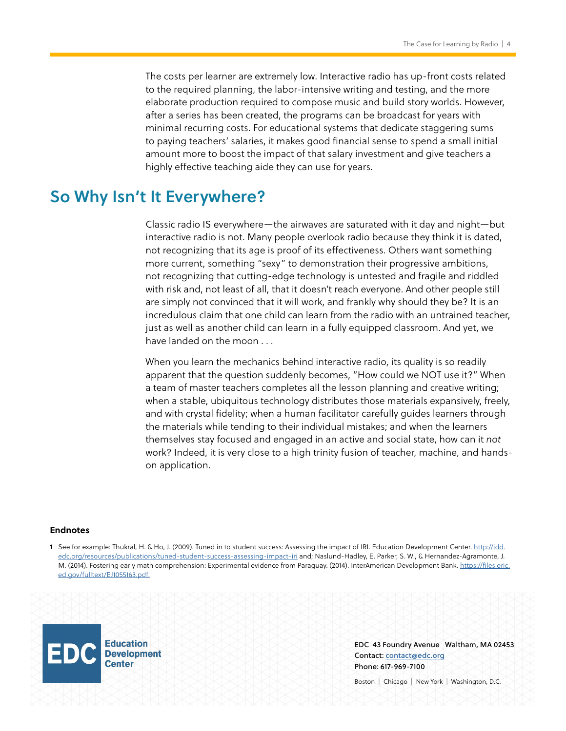The costs per learner are extremely low. Interactive radio has up-front costs related to the required planning, the labor-intensive writing and testing, and the more elaborate production required to compose music and build story worlds. However, after a series has been created, the programs can be broadcast for years with minimal recurring costs. For educational systems that dedicate staggering sums to paying teachers' salaries, it makes good financial sense to spend a small initial amount more to boost the impact of that salary investment and give teachers a highly effective teaching aide they can use for years.

## So Why Isn't It Everywhere?

Classic radio IS everywhere—the airwaves are saturated with it day and night—but interactive radio is not. Many people overlook radio because they think it is dated, not recognizing that its age is proof of its effectiveness. Others want something more current, something "sexy" to demonstration their progressive ambitions, not recognizing that cutting-edge technology is untested and fragile and riddled with risk and, not least of all, that it doesn't reach everyone. And other people still are simply not convinced that it will work, and frankly why should they be? It is an incredulous claim that one child can learn from the radio with an untrained teacher, just as well as another child can learn in a fully equipped classroom. And yet, we have landed on the moon . . .

When you learn the mechanics behind interactive radio, its quality is so readily apparent that the question suddenly becomes, "How could we NOT use it?" When a team of master teachers completes all the lesson planning and creative writing; when a stable, ubiquitous technology distributes those materials expansively, freely, and with crystal fidelity; when a human facilitator carefully guides learners through the materials while tending to their individual mistakes; and when the learners themselves stay focused and engaged in an active and social state, how can it *not* work? Indeed, it is very close to a high trinity fusion of teacher, machine, and hands-on application.

**Endnotes**

1 See for example: Thukral, H. & Ho, J. (2009). Tuned in to student success: Assessing the impact of IRI. Education Development Center. http://idd.edc.org/resources/publications/tuned-student-success-assessing-impact-iri and; Naslund-Hadley, E. Parker, S. W., & Hernandez-Agramonte, J. M. (2014). Fostering early math comprehension: Experimental evidence from Paraguay. (2014). InterAmerican Development Bank. https://files.eric.ed.gov/fulltext/EJ1055163.pdf.

EDC Education Development Center

EDC 43 Foundry Avenue Waltham, MA 02453
Contact: contact@edc.org
Phone: 617-969-7100

Boston | Chicago | New York | Washington, D.C.